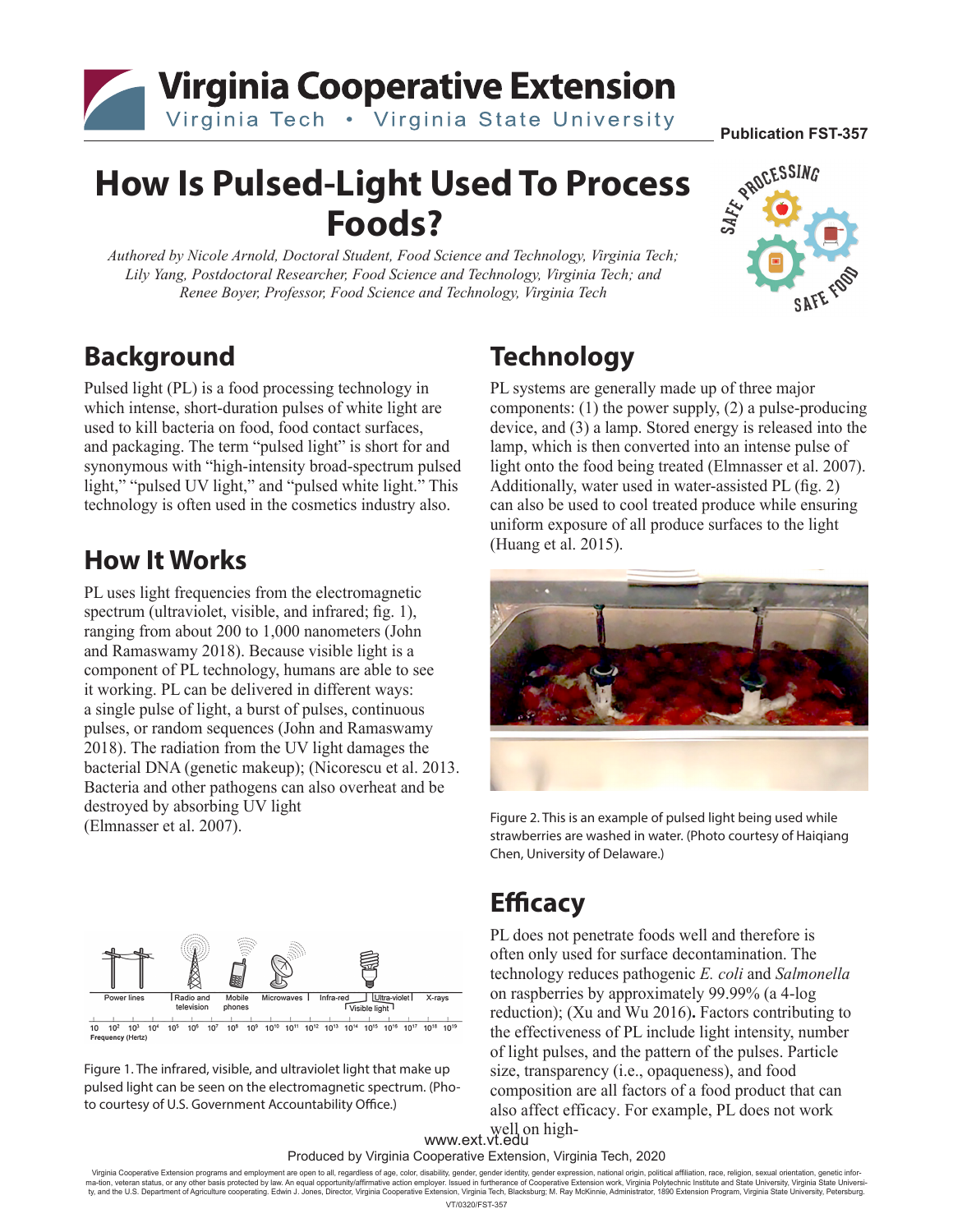Publication FST-357

# How Is Pulsed-Light Used To Process Foods?

*Authored by Nicole Arnold, Doctoral Student, Food Science and Technology, Virginia Tech; Lily Yang, Postdoctoral Researcher, Food Science and Technology, Virginia Tech; and Renee Boyer, Professor, Food Science and Technology, Virginia Tech*

## Background

Pulsed light (PL) is a food processing technology in which intense, short-duration pulses of white light are used to kill bacteria on food, food contact surfaces, and packaging. The term "pulsed light" is short for and synonymous with "high-intensity broad-spectrum pulsed light," "pulsed UV light," and "pulsed white light." This technology is often used in the cosmetics industry also.

## How It Works

PL uses light frequencies from the electromagnetic spectrum (ultraviolet, visible, and infrared; fig. 1), ranging from about 200 to 1,000 nanometers (John and Ramaswamy 2018). Because visible light is a component of PL technology, humans are able to see it working. PL can be delivered in different ways: a single pulse of light, a burst of pulses, continuous pulses, or random sequences (John and Ramaswamy 2018). The radiation from the UV light damages the bacterial DNA (genetic makeup); (Nicorescu et al. 2013. Bacteria and other pathogens can also overheat and be destroyed by absorbing UV light (Elmnasser et al. 2007).

Figure 1. The infrared, visible, and ultraviolet light that make up pulsed light can be seen on the electromagnetic spectrum. (Photo courtesy of U.S. Government Accountability Office.)

## Technology

PL systems are generally made up of three major components: (1) the power supply, (2) a pulse-producing device, and (3) a lamp. Stored energy is released into the lamp, which is then converted into an intense pulse of light onto the food being treated (Elmnasser et al. 2007). Additionally, water used in water-assisted PL (fig. 2) can also be used to cool treated produce while ensuring uniform exposure of all produce surfaces to the light (Huang et al. 2015).

Figure 2. This is an example of pulsed light being used while strawberries are washed in water. (Photo courtesy of Haiqiang Chen, University of Delaware.)

## Efficacy

PL does not penetrate foods well and therefore is often only used for surface decontamination. The technology reduces pathogenic *E. coli* and *Salmonella* on raspberries by approximately 99.99% (a 4-log reduction); (Xu and Wu 2016). Factors contributing to the effectiveness of PL include light intensity, number of light pulses, and the pattern of the pulses. Particle size, transparency (i.e., opaqueness), and food composition are all factors of a food product that can also affect efficacy. For example, PL does not work well on high-

www.ext.vt.edu

Produced by Virginia Cooperative Extension, Virginia Tech, 2020

Virginia Cooperative Extension programs and employment are open to all, regardless of age, color, disability, gender, gender identity, gender expression, national origin, political affiliation, race, religion, sexual orientation, genetic information, veteran status, or any other basis protected by law. An equal opportunity/affirmative action employer. Issued in furtherance of Cooperative Extension work, Virginia Polytechnic Institute and State University, Virginia State University, and the U.S. Department of Agriculture cooperating. Edwin J. Jones, Director, Virginia Cooperative Extension, Virginia Tech, Blacksburg; M. Ray McKinnie, Administrator, 1890 Extension Program, Virginia State University, Petersburg.

VT/0320/FST-357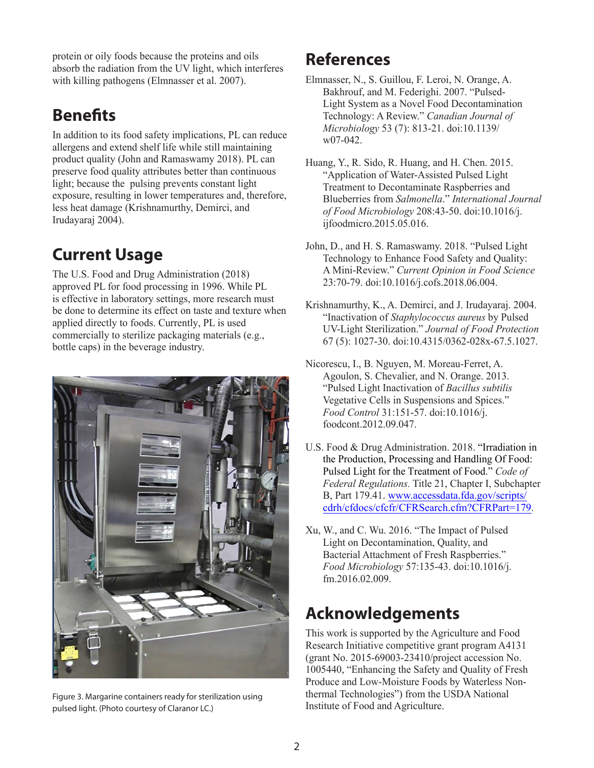protein or oily foods because the proteins and oils absorb the radiation from the UV light, which interferes with killing pathogens (Elmnasser et al. 2007).

## Benefits

In addition to its food safety implications, PL can reduce allergens and extend shelf life while still maintaining product quality (John and Ramaswamy 2018). PL can preserve food quality attributes better than continuous light; because the pulsing prevents constant light exposure, resulting in lower temperatures and, therefore, less heat damage (Krishnamurthy, Demirci, and Irudayaraj 2004).

## Current Usage

The U.S. Food and Drug Administration (2018) approved PL for food processing in 1996. While PL is effective in laboratory settings, more research must be done to determine its effect on taste and texture when applied directly to foods. Currently, PL is used commercially to sterilize packaging materials (e.g., bottle caps) in the beverage industry.

Figure 3. Margarine containers ready for sterilization using pulsed light. (Photo courtesy of Claranor LC.)

## References

Elmnasser, N., S. Guillou, F. Leroi, N. Orange, A. Bakhrouf, and M. Federighi. 2007. "Pulsed-Light System as a Novel Food Decontamination Technology: A Review." *Canadian Journal of Microbiology* 53 (7): 813-21. doi:10.1139/w07-042.

Huang, Y., R. Sido, R. Huang, and H. Chen. 2015. "Application of Water-Assisted Pulsed Light Treatment to Decontaminate Raspberries and Blueberries from *Salmonella*." *International Journal of Food Microbiology* 208:43-50. doi:10.1016/j.ijfoodmicro.2015.05.016.

John, D., and H. S. Ramaswamy. 2018. "Pulsed Light Technology to Enhance Food Safety and Quality: A Mini-Review." *Current Opinion in Food Science* 23:70-79. doi:10.1016/j.cofs.2018.06.004.

Krishnamurthy, K., A. Demirci, and J. Irudayaraj. 2004. "Inactivation of *Staphylococcus aureus* by Pulsed UV-Light Sterilization." *Journal of Food Protection* 67 (5): 1027-30. doi:10.4315/0362-028x-67.5.1027.

Nicorescu, I., B. Nguyen, M. Moreau-Ferret, A. Agoulon, S. Chevalier, and N. Orange. 2013. "Pulsed Light Inactivation of *Bacillus subtilis* Vegetative Cells in Suspensions and Spices." *Food Control* 31:151-57. doi:10.1016/j.foodcont.2012.09.047.

U.S. Food & Drug Administration. 2018. "Irradiation in the Production, Processing and Handling Of Food: Pulsed Light for the Treatment of Food." *Code of Federal Regulations.* Title 21, Chapter I, Subchapter B, Part 179.41. [www.accessdata.fda.gov/scripts/cdrh/cfdocs/cfcfr/CFRSearch.cfm?CFRPart=179](www.accessdata.fda.gov/scripts/cdrh/cfdocs/cfcfr/CFRSearch.cfm?CFRPart=179).

Xu, W., and C. Wu. 2016. "The Impact of Pulsed Light on Decontamination, Quality, and Bacterial Attachment of Fresh Raspberries." *Food Microbiology* 57:135-43. doi:10.1016/j.fm.2016.02.009.

## Acknowledgements

This work is supported by the Agriculture and Food Research Initiative competitive grant program A4131 (grant No. 2015-69003-23410/project accession No. 1005440, "Enhancing the Safety and Quality of Fresh Produce and Low-Moisture Foods by Waterless Non-thermal Technologies") from the USDA National Institute of Food and Agriculture.